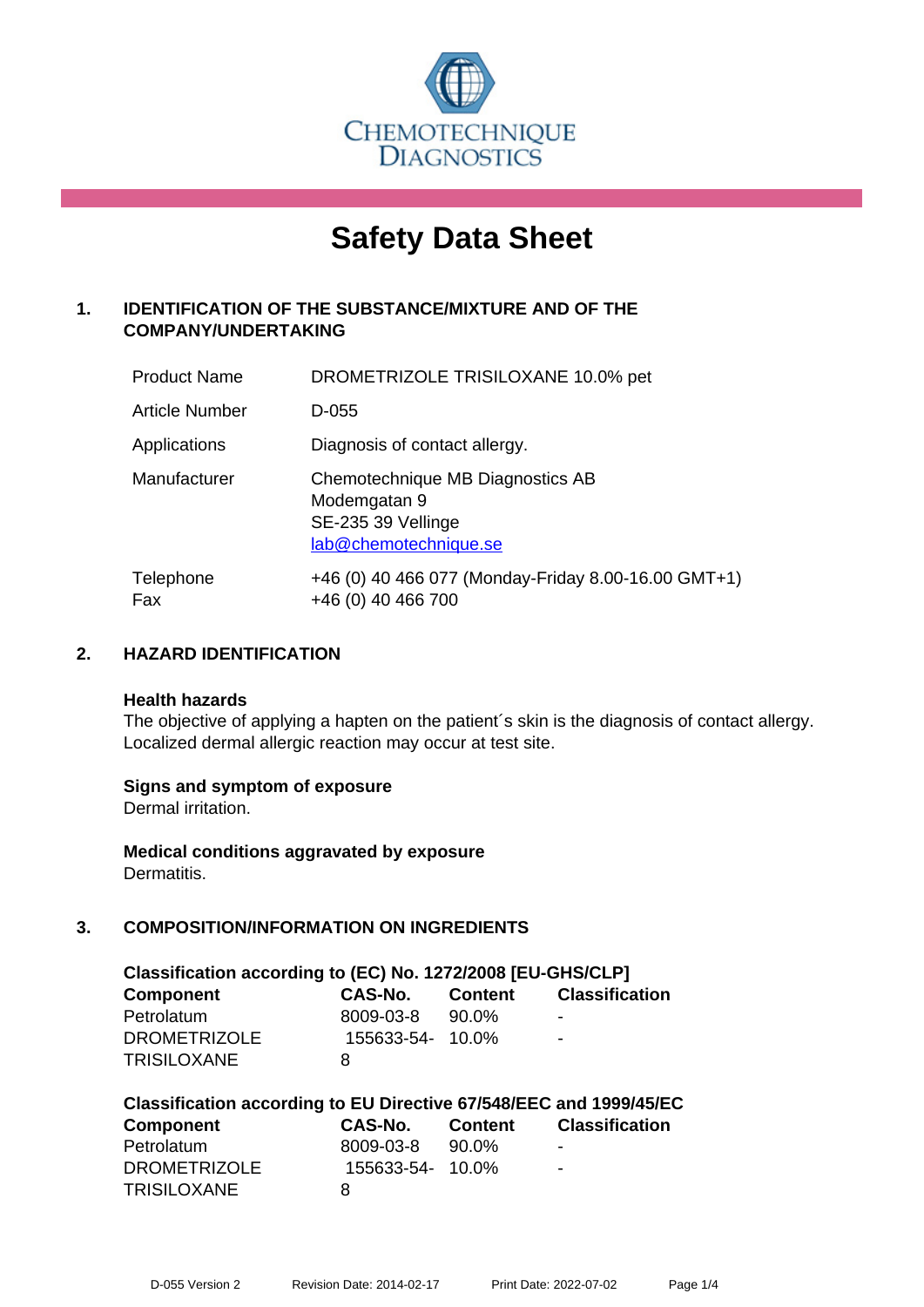CHEMOTECHNIQUE DIAGNOSTICS

# Safety Data Sheet

## 1. IDENTIFICATION OF THE SUBSTANCE/MIXTURE AND OF THE COMPANY/UNDERTAKING

| | |
|---|---|
| Product Name | DROMETRIZOLE TRISILOXANE 10.0% pet |
| Article Number | D-055 |
| Applications | Diagnosis of contact allergy. |
| Manufacturer | Chemotechnique MB Diagnostics AB<br>Modemgatan 9<br>SE-235 39 Vellinge<br>lab@chemotechnique.se |
| Telephone<br>Fax | +46 (0) 40 466 077 (Monday-Friday 8.00-16.00 GMT+1)<br>+46 (0) 40 466 700 |

## 2. HAZARD IDENTIFICATION

**Health hazards**
The objective of applying a hapten on the patient´s skin is the diagnosis of contact allergy. Localized dermal allergic reaction may occur at test site.

**Signs and symptom of exposure**
Dermal irritation.

**Medical conditions aggravated by exposure**
Dermatitis.

## 3. COMPOSITION/INFORMATION ON INGREDIENTS

**Classification according to (EC) No. 1272/2008 [EU-GHS/CLP]**

| Component | CAS-No. | Content | Classification |
|---|---|---|---|
| Petrolatum | 8009-03-8 | 90.0% | - |
| DROMETRIZOLE TRISILOXANE | 155633-54-8 | 10.0% | - |

**Classification according to EU Directive 67/548/EEC and 1999/45/EC**

| Component | CAS-No. | Content | Classification |
|---|---|---|---|
| Petrolatum | 8009-03-8 | 90.0% | - |
| DROMETRIZOLE TRISILOXANE | 155633-54-8 | 10.0% | - |

D-055 Version 2 Revision Date: 2014-02-17 Print Date: 2022-07-02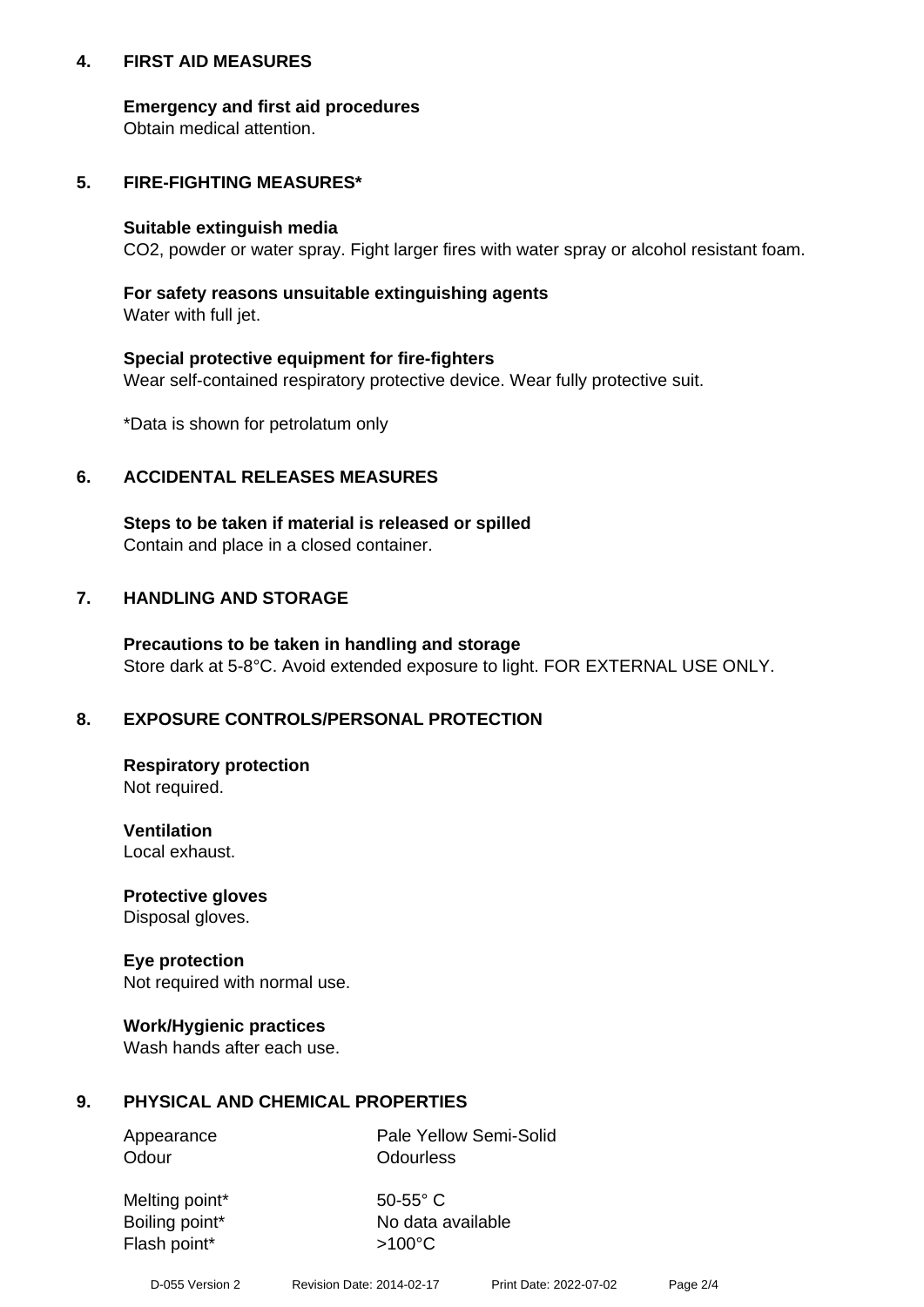## 4. FIRST AID MEASURES

**Emergency and first aid procedures**
Obtain medical attention.

## 5. FIRE-FIGHTING MEASURES*

**Suitable extinguish media**
$CO_2$, powder or water spray. Fight larger fires with water spray or alcohol resistant foam.

**For safety reasons unsuitable extinguishing agents**
Water with full jet.

**Special protective equipment for fire-fighters**
Wear self-contained respiratory protective device. Wear fully protective suit.

*Data is shown for petrolatum only

## 6. ACCIDENTAL RELEASES MEASURES

**Steps to be taken if material is released or spilled**
Contain and place in a closed container.

## 7. HANDLING AND STORAGE

**Precautions to be taken in handling and storage**
Store dark at 5-8°C. Avoid extended exposure to light. FOR EXTERNAL USE ONLY.

## 8. EXPOSURE CONTROLS/PERSONAL PROTECTION

**Respiratory protection**
Not required.

**Ventilation**
Local exhaust.

**Protective gloves**
Disposal gloves.

**Eye protection**
Not required with normal use.

**Work/Hygienic practices**
Wash hands after each use.

## 9. PHYSICAL AND CHEMICAL PROPERTIES

| | |
|---|---|
| Appearance | Pale Yellow Semi-Solid |
| Odour | Odourless |
| Melting point* | 50-55° C |
| Boiling point* | No data available |
| Flash point* | >100°C |

D-055 Version 2 Revision Date: 2014-02-17 Print Date: 2022-07-02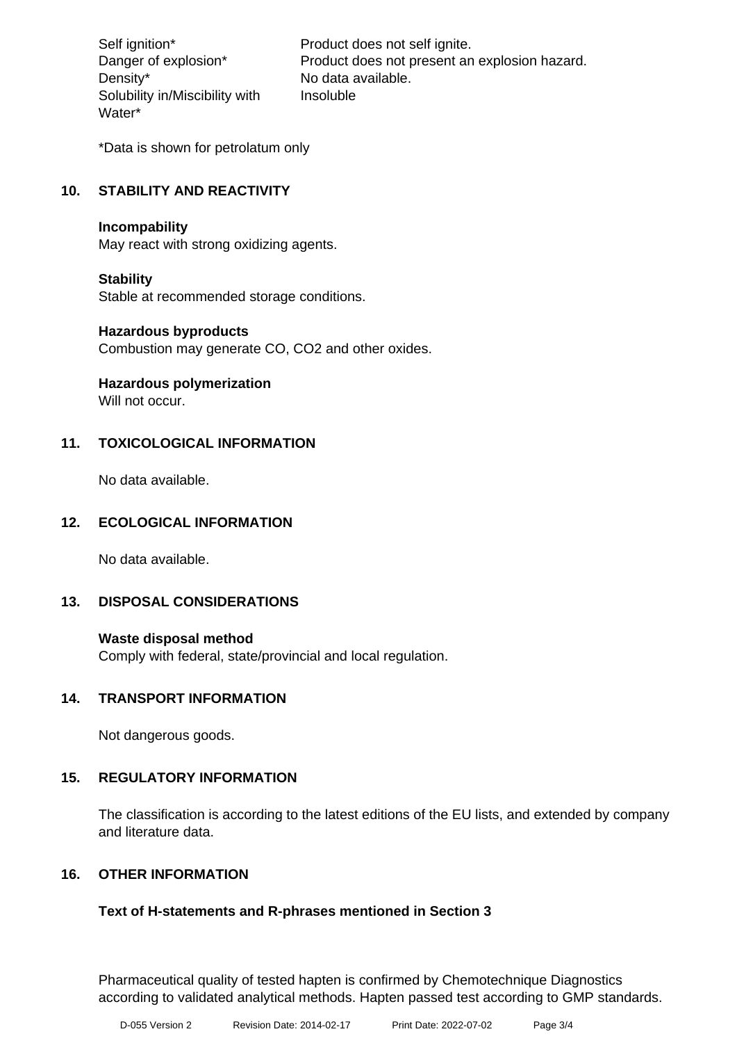| | |
|---|---|
| Self ignition* | Product does not self ignite. |
| Danger of explosion* | Product does not present an explosion hazard. |
| Density* | No data available. |
| Solubility in/Miscibility with Water* | Insoluble |

*Data is shown for petrolatum only

## 10. STABILITY AND REACTIVITY

**Incompability**
May react with strong oxidizing agents.

**Stability**
Stable at recommended storage conditions.

**Hazardous byproducts**
Combustion may generate CO, $CO_2$ and other oxides.

**Hazardous polymerization**
Will not occur.

## 11. TOXICOLOGICAL INFORMATION

No data available.

## 12. ECOLOGICAL INFORMATION

No data available.

## 13. DISPOSAL CONSIDERATIONS

**Waste disposal method**
Comply with federal, state/provincial and local regulation.

## 14. TRANSPORT INFORMATION

Not dangerous goods.

## 15. REGULATORY INFORMATION

The classification is according to the latest editions of the EU lists, and extended by company and literature data.

## 16. OTHER INFORMATION

**Text of H-statements and R-phrases mentioned in Section 3**

Pharmaceutical quality of tested hapten is confirmed by Chemotechnique Diagnostics according to validated analytical methods. Hapten passed test according to GMP standards.

D-055 Version 2 Revision Date: 2014-02-17 Print Date: 2022-07-02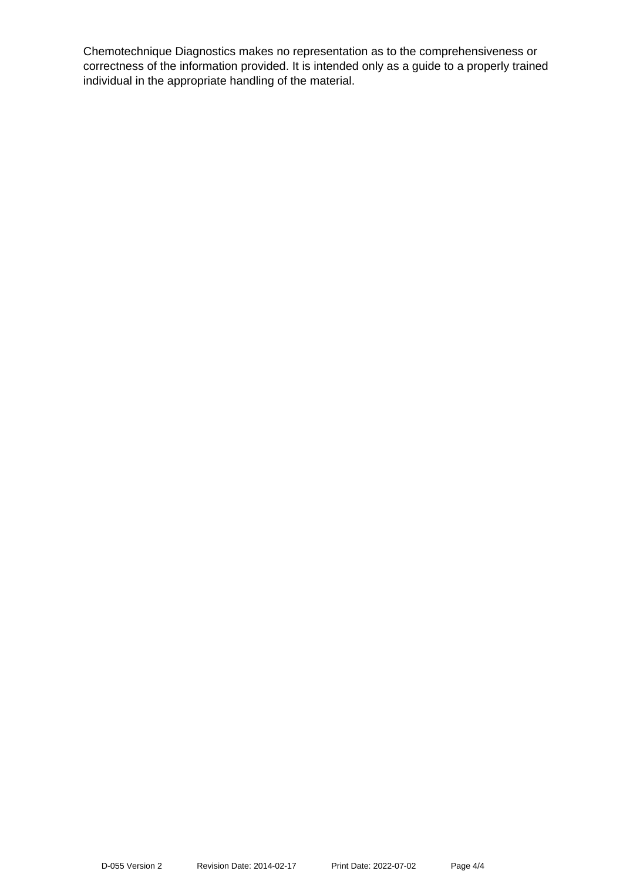Chemotechnique Diagnostics makes no representation as to the comprehensiveness or correctness of the information provided. It is intended only as a guide to a properly trained individual in the appropriate handling of the material.